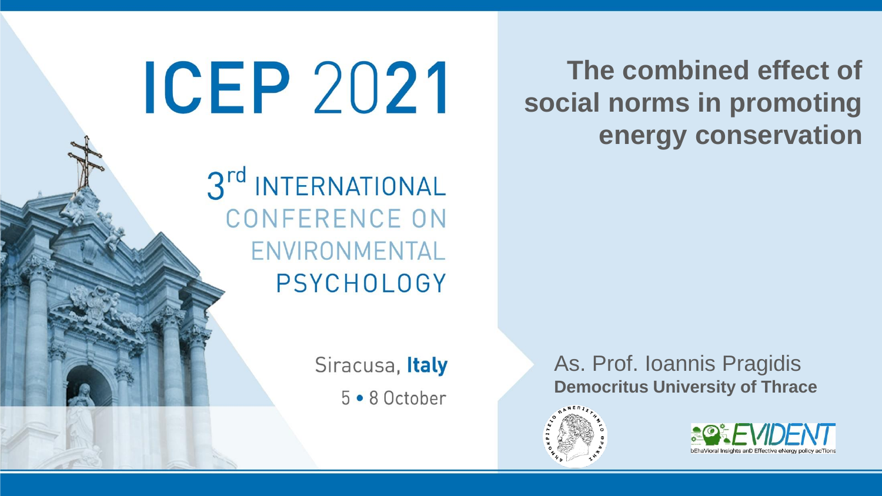# ICEP 2021

3rd INTERNATIONAL CONFERENCE ON ENVIRONMENTAL PSYCHOLOGY

Siracusa, **Italy**

5 • 8 October

# The combined effect of social norms in promoting energy conservation

As. Prof. Ioannis Pragidis

**Democritus University of Thrace**

EVIDENT

bEhaVioral Insights anD Effective eNergy policy acTions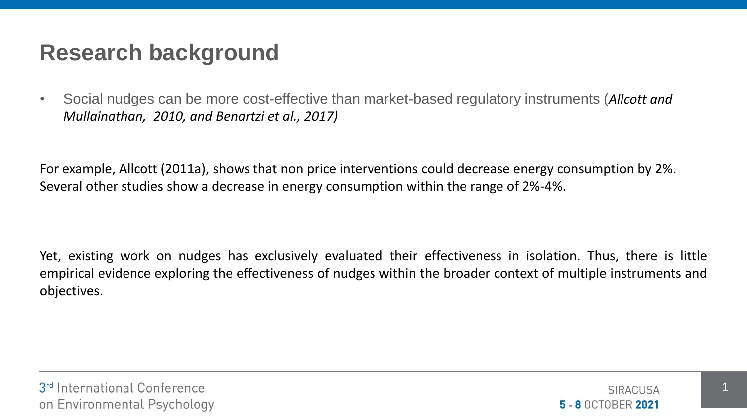# Research background

- Social nudges can be more cost-effective than market-based regulatory instruments (*Allcott and Mullainathan, 2010, and Benartzi et al., 2017)*

For example, Allcott (2011a), shows that non price interventions could decrease energy consumption by 2%. Several other studies show a decrease in energy consumption within the range of 2%-4%.

Yet, existing work on nudges has exclusively evaluated their effectiveness in isolation. Thus, there is little empirical evidence exploring the effectiveness of nudges within the broader context of multiple instruments and objectives.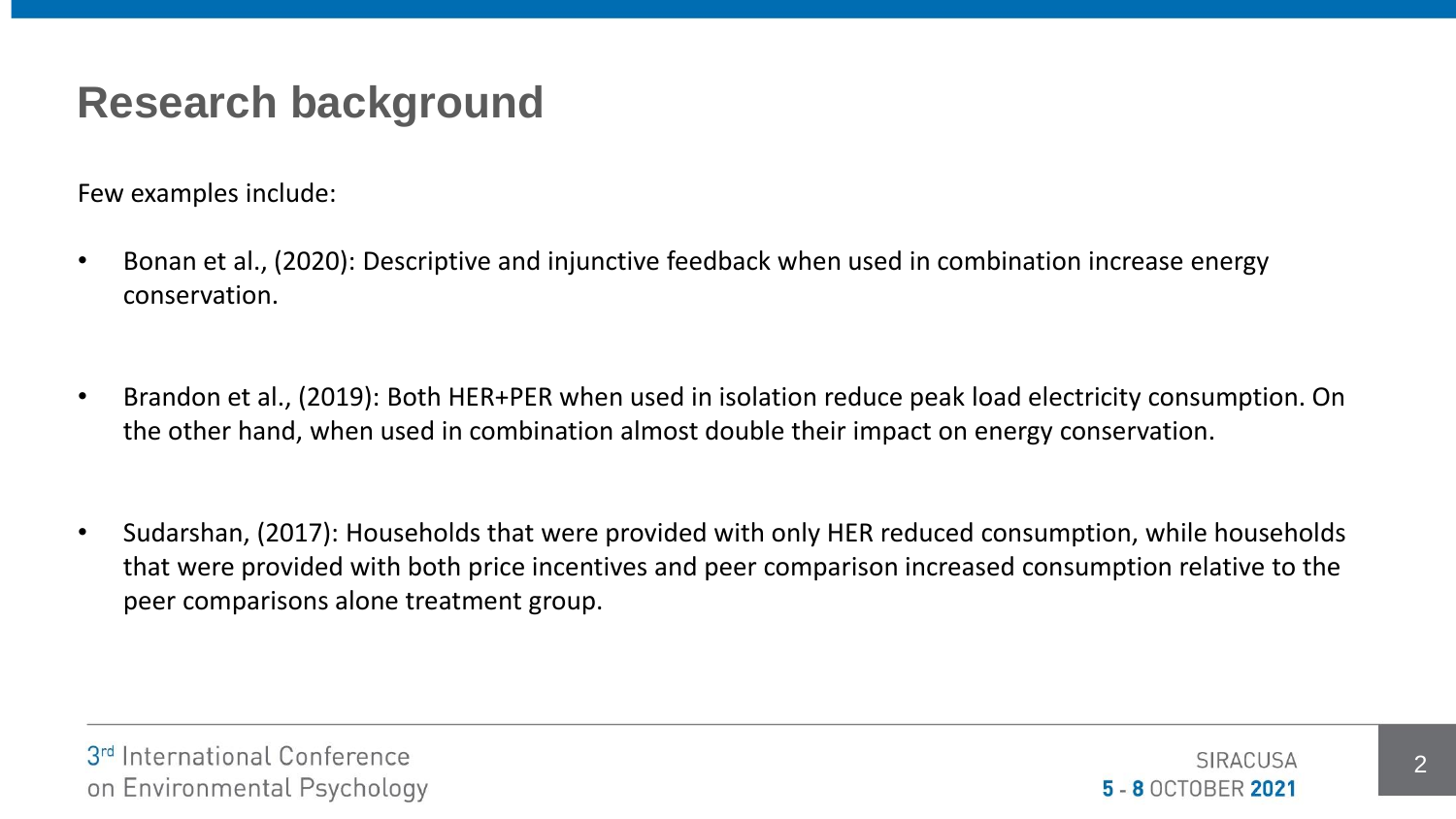# Research background

Few examples include:

- Bonan et al., (2020): Descriptive and injunctive feedback when used in combination increase energy conservation.

- Brandon et al., (2019): Both HER+PER when used in isolation reduce peak load electricity consumption. On the other hand, when used in combination almost double their impact on energy conservation.

- Sudarshan, (2017): Households that were provided with only HER reduced consumption, while households that were provided with both price incentives and peer comparison increased consumption relative to the peer comparisons alone treatment group.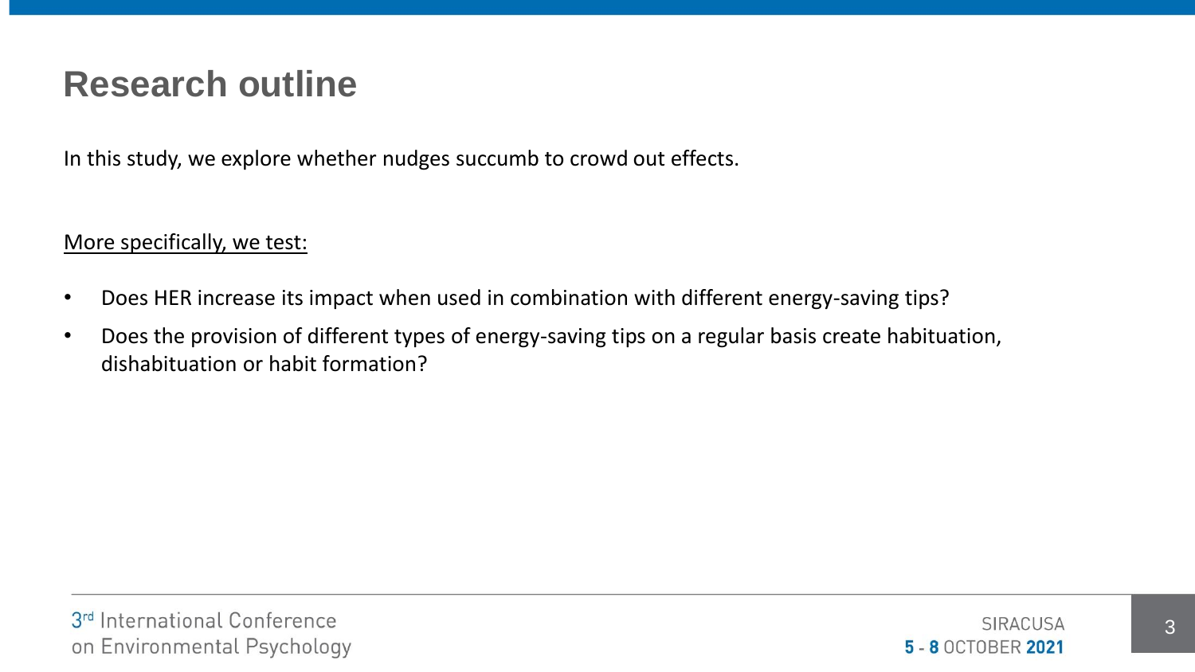# Research outline

In this study, we explore whether nudges succumb to crowd out effects.

More specifically, we test:

- Does HER increase its impact when used in combination with different energy-saving tips?
- Does the provision of different types of energy-saving tips on a regular basis create habituation, dishabituation or habit formation?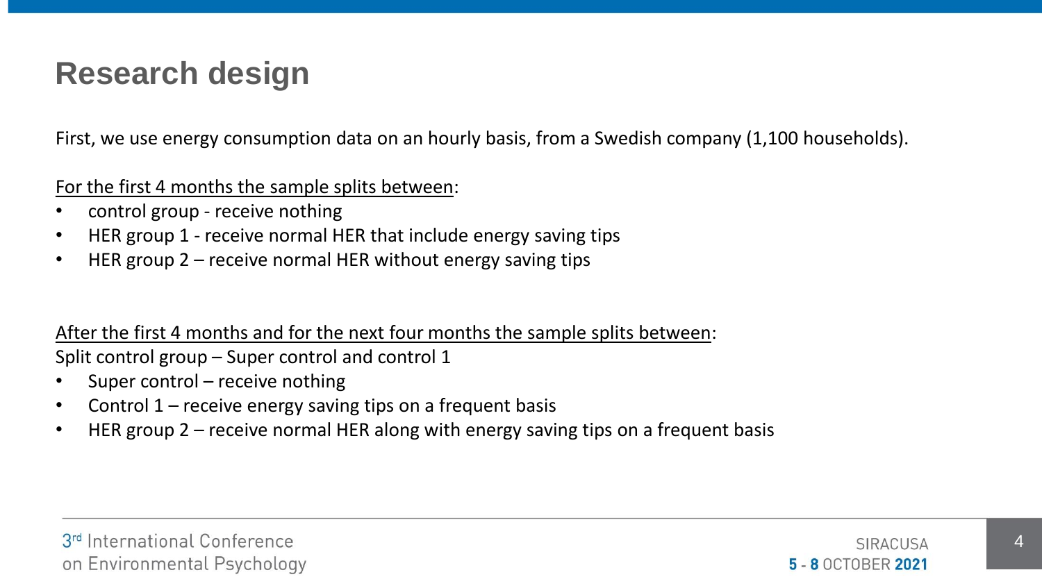# Research design

First, we use energy consumption data on an hourly basis, from a Swedish company (1,100 households).

For the first 4 months the sample splits between:

- control group - receive nothing
- HER group 1 - receive normal HER that include energy saving tips
- HER group 2 – receive normal HER without energy saving tips

After the first 4 months and for the next four months the sample splits between:

Split control group – Super control and control 1

- Super control – receive nothing
- Control 1 – receive energy saving tips on a frequent basis
- HER group 2 – receive normal HER along with energy saving tips on a frequent basis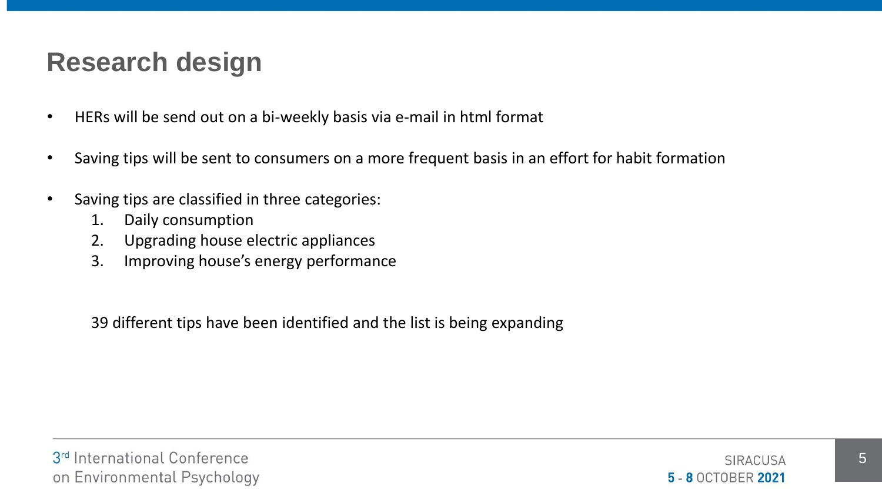# Research design

- HERs will be send out on a bi-weekly basis via e-mail in html format
- Saving tips will be sent to consumers on a more frequent basis in an effort for habit formation
- Saving tips are classified in three categories:
  1. Daily consumption
  2. Upgrading house electric appliances
  3. Improving house's energy performance

39 different tips have been identified and the list is being expanding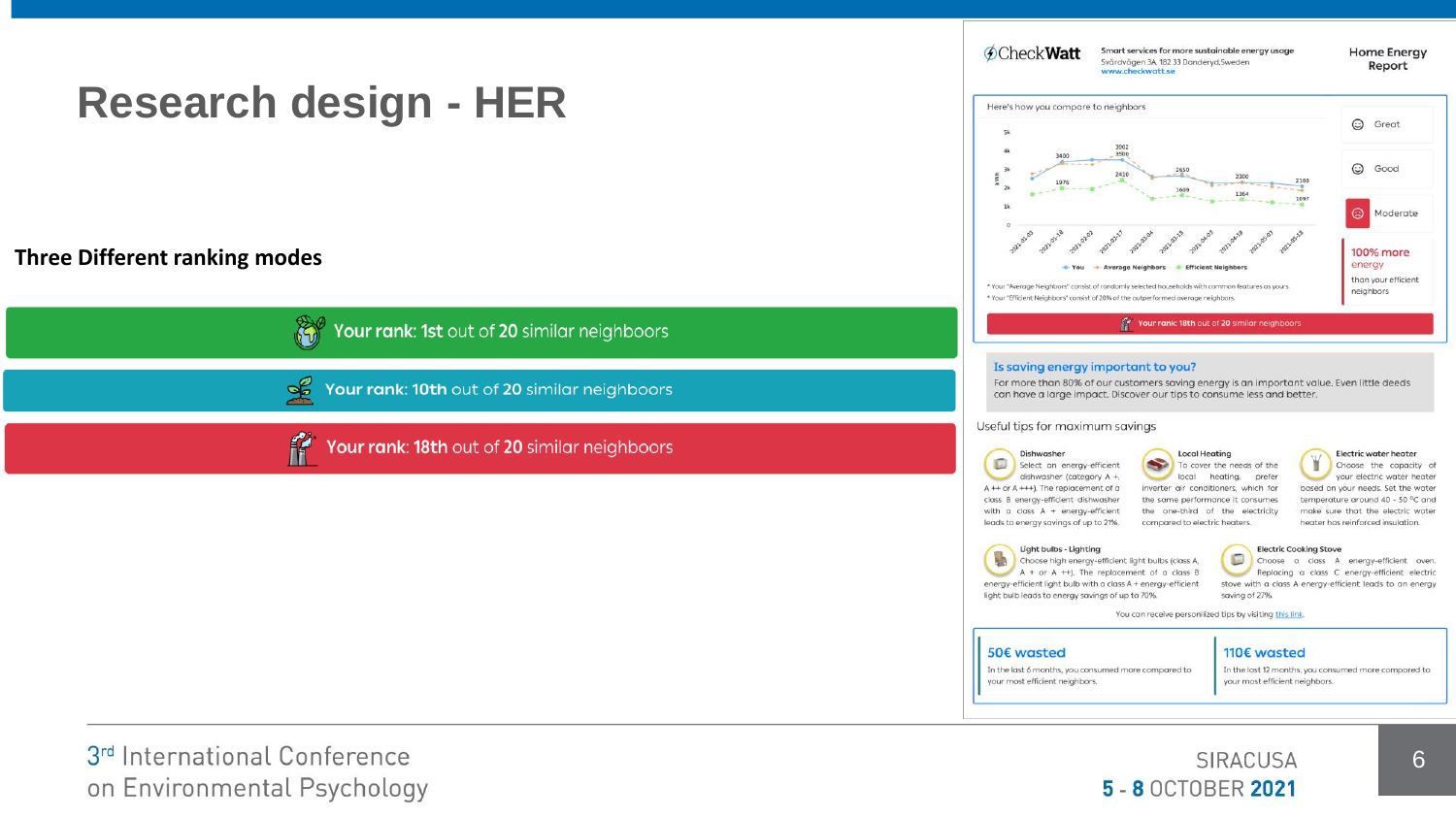# Research design - HER

**Three Different ranking modes**

**Your rank: 1st** out of **20** similar neighboors

**Your rank: 10th** out of **20** similar neighboors

**Your rank: 18th** out of **20** similar neighboors

CheckWatt

Smart services for more sustainable energy usage
Svärdvägen 3A, 182 33 Donderyd, Sweden
www.checkwatt.se

Home Energy Report

Here's how you compare to neighbors

- Great
- Good
- Moderate

**100% more energy** than your efficient neighbors

* Your "Average Neighbors" consist of randomly selected households with common features as yours.
* Your "Efficient Neighbors" consist of 20% of the outperformed average neighbors.

**Your rank: 18th** out of 20 similar neighboors

**Is saving energy important to you?**

For more than 80% of our customers saving energy is an important value. Even little deeds can have a large impact. Discover our tips to consume less and better.

Useful tips for maximum savings

**Dishwasher**
Select an energy-efficient dishwasher (category A +, A ++ or A +++). The replacement of a class B energy-efficient dishwasher with a class A + energy-efficient leads to energy savings of up to 21%.

**Local Heating**
To cover the needs of the local heating, prefer inverter air conditioners, since for the same performance it consumes the one-third of the electricity compared to electric heaters.

**Electric water heater**
Choose the capacity of your electric water heater based on your needs. Set the water temperature around 40 - 50 °C and make sure that the electric water heater has reinforced insulation.

**Light bulbs - Lighting**
Choose high energy-efficient light bulbs (class A, A + or A ++). The replacement of a class B energy-efficient light bulb with a class A + energy-efficient light bulb leads to energy savings of up to 70%.

**Electric Cooking Stove**
Choose a class A energy-efficient oven. Replacing a class C energy-efficient electric stove with a class A energy-efficient leads to an energy saving of 27%.

You can receive personilized tips by visiting this link.

**50€ wasted**
In the last 6 months, you consumed more compared to your most efficient neighbors.

**110€ wasted**
In the last 12 months, you consumed more compared to your most efficient neighbors.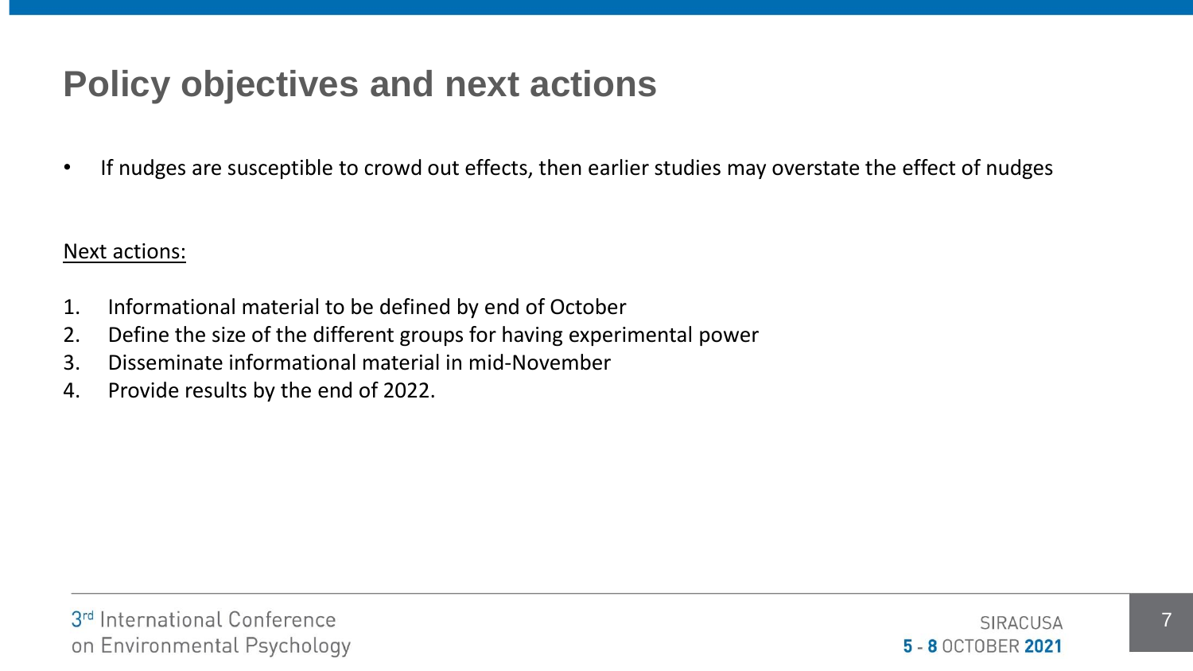# Policy objectives and next actions

- If nudges are susceptible to crowd out effects, then earlier studies may overstate the effect of nudges

Next actions:

1. Informational material to be defined by end of October
2. Define the size of the different groups for having experimental power
3. Disseminate informational material in mid-November
4. Provide results by the end of 2022.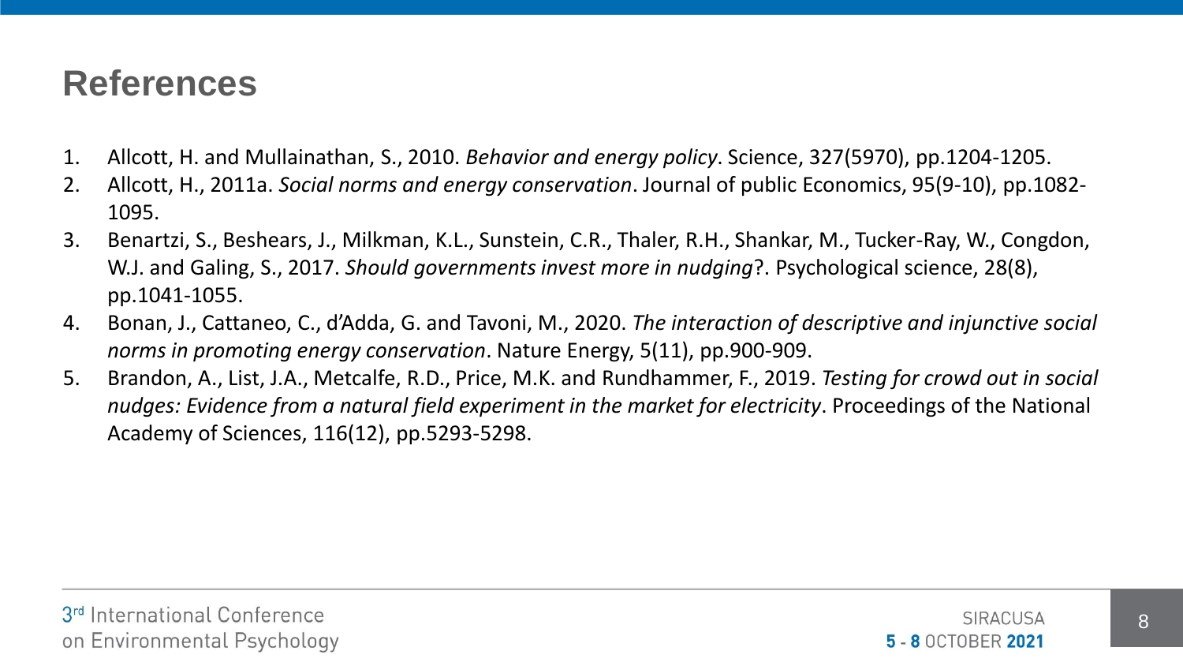# References

1. Allcott, H. and Mullainathan, S., 2010. *Behavior and energy policy*. Science, 327(5970), pp.1204-1205.
2. Allcott, H., 2011a. *Social norms and energy conservation*. Journal of public Economics, 95(9-10), pp.1082-1095.
3. Benartzi, S., Beshears, J., Milkman, K.L., Sunstein, C.R., Thaler, R.H., Shankar, M., Tucker-Ray, W., Congdon, W.J. and Galing, S., 2017. *Should governments invest more in nudging*?. Psychological science, 28(8), pp.1041-1055.
4. Bonan, J., Cattaneo, C., d'Adda, G. and Tavoni, M., 2020. *The interaction of descriptive and injunctive social norms in promoting energy conservation*. Nature Energy, 5(11), pp.900-909.
5. Brandon, A., List, J.A., Metcalfe, R.D., Price, M.K. and Rundhammer, F., 2019. *Testing for crowd out in social nudges: Evidence from a natural field experiment in the market for electricity*. Proceedings of the National Academy of Sciences, 116(12), pp.5293-5298.